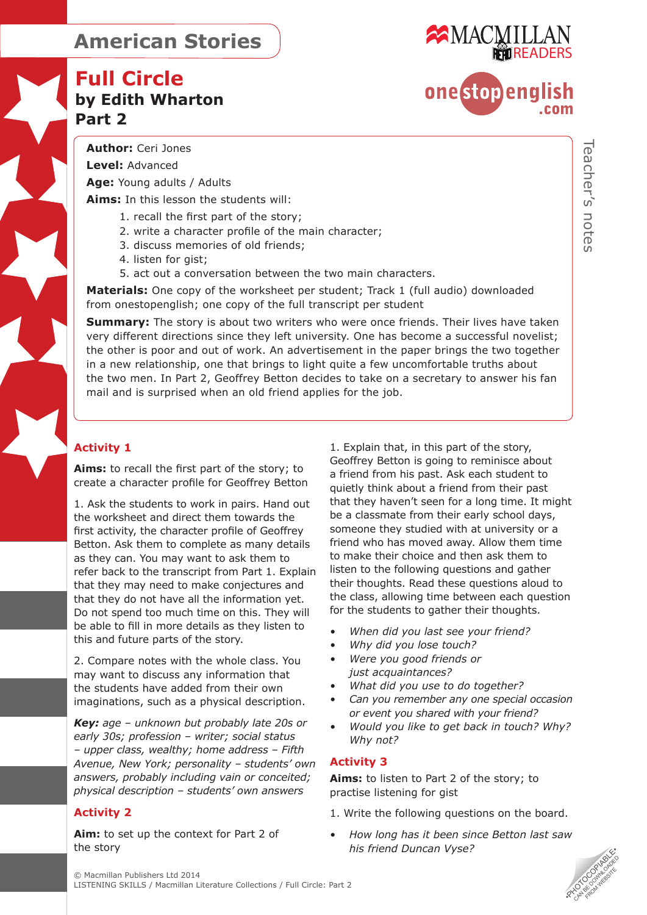# American Stories

## Full Circle
### by Edith Wharton
### Part 2

Teacher's notes

**Author:** Ceri Jones

**Level:** Advanced

**Age:** Young adults / Adults

**Aims:** In this lesson the students will:

1. recall the first part of the story;
2. write a character profile of the main character;
3. discuss memories of old friends;
4. listen for gist;
5. act out a conversation between the two main characters.

**Materials:** One copy of the worksheet per student; Track 1 (full audio) downloaded from onestopenglish; one copy of the full transcript per student

**Summary:** The story is about two writers who were once friends. Their lives have taken very different directions since they left university. One has become a successful novelist; the other is poor and out of work. An advertisement in the paper brings the two together in a new relationship, one that brings to light quite a few uncomfortable truths about the two men. In Part 2, Geoffrey Betton decides to take on a secretary to answer his fan mail and is surprised when an old friend applies for the job.

### Activity 1

**Aims:** to recall the first part of the story; to create a character profile for Geoffrey Betton

1. Ask the students to work in pairs. Hand out the worksheet and direct them towards the first activity, the character profile of Geoffrey Betton. Ask them to complete as many details as they can. You may want to ask them to refer back to the transcript from Part 1. Explain that they may need to make conjectures and that they do not have all the information yet. Do not spend too much time on this. They will be able to fill in more details as they listen to this and future parts of the story.

2. Compare notes with the whole class. You may want to discuss any information that the students have added from their own imaginations, such as a physical description.

***Key:*** *age – unknown but probably late 20s or early 30s; profession – writer; social status – upper class, wealthy; home address – Fifth Avenue, New York; personality – students' own answers, probably including vain or conceited; physical description – students' own answers*

### Activity 2

**Aim:** to set up the context for Part 2 of the story

1. Explain that, in this part of the story, Geoffrey Betton is going to reminisce about a friend from his past. Ask each student to quietly think about a friend from their past that they haven't seen for a long time. It might be a classmate from their early school days, someone they studied with at university or a friend who has moved away. Allow them time to make their choice and then ask them to listen to the following questions and gather their thoughts. Read these questions aloud to the class, allowing time between each question for the students to gather their thoughts.

- *When did you last see your friend?*
- *Why did you lose touch?*
- *Were you good friends or just acquaintances?*
- *What did you use to do together?*
- *Can you remember any one special occasion or event you shared with your friend?*
- *Would you like to get back in touch? Why? Why not?*

### Activity 3

**Aims:** to listen to Part 2 of the story; to practise listening for gist

1. Write the following questions on the board.

- *How long has it been since Betton last saw his friend Duncan Vyse?*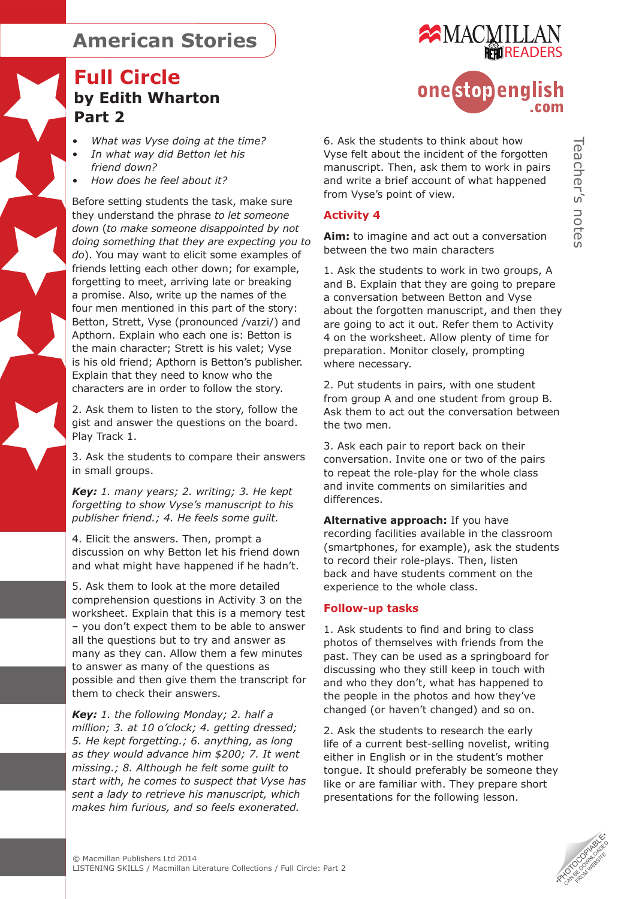# American Stories

## Full Circle

### by Edith Wharton

### Part 2

- *What was Vyse doing at the time?*
- *In what way did Betton let his friend down?*
- *How does he feel about it?*

Before setting students the task, make sure they understand the phrase *to let someone down* (*to make someone disappointed by not doing something that they are expecting you to do*). You may want to elicit some examples of friends letting each other down; for example, forgetting to meet, arriving late or breaking a promise. Also, write up the names of the four men mentioned in this part of the story: Betton, Strett, Vyse (pronounced /vaɪzi/) and Apthorn. Explain who each one is: Betton is the main character; Strett is his valet; Vyse is his old friend; Apthorn is Betton's publisher. Explain that they need to know who the characters are in order to follow the story.

2. Ask them to listen to the story, follow the gist and answer the questions on the board. Play Track 1.

3. Ask the students to compare their answers in small groups.

***Key:*** *1. many years; 2. writing; 3. He kept forgetting to show Vyse's manuscript to his publisher friend.; 4. He feels some guilt.*

4. Elicit the answers. Then, prompt a discussion on why Betton let his friend down and what might have happened if he hadn't.

5. Ask them to look at the more detailed comprehension questions in Activity 3 on the worksheet. Explain that this is a memory test – you don't expect them to be able to answer all the questions but to try and answer as many as they can. Allow them a few minutes to answer as many of the questions as possible and then give them the transcript for them to check their answers.

***Key:*** *1. the following Monday; 2. half a million; 3. at 10 o'clock; 4. getting dressed; 5. He kept forgetting.; 6. anything, as long as they would advance him $200; 7. It went missing.; 8. Although he felt some guilt to start with, he comes to suspect that Vyse has sent a lady to retrieve his manuscript, which makes him furious, and so feels exonerated.*

6. Ask the students to think about how Vyse felt about the incident of the forgotten manuscript. Then, ask them to work in pairs and write a brief account of what happened from Vyse's point of view.

## Activity 4

**Aim:** to imagine and act out a conversation between the two main characters

1. Ask the students to work in two groups, A and B. Explain that they are going to prepare a conversation between Betton and Vyse about the forgotten manuscript, and then they are going to act it out. Refer them to Activity 4 on the worksheet. Allow plenty of time for preparation. Monitor closely, prompting where necessary.

2. Put students in pairs, with one student from group A and one student from group B. Ask them to act out the conversation between the two men.

3. Ask each pair to report back on their conversation. Invite one or two of the pairs to repeat the role-play for the whole class and invite comments on similarities and differences.

**Alternative approach:** If you have recording facilities available in the classroom (smartphones, for example), ask the students to record their role-plays. Then, listen back and have students comment on the experience to the whole class.

## Follow-up tasks

1. Ask students to find and bring to class photos of themselves with friends from the past. They can be used as a springboard for discussing who they still keep in touch with and who they don't, what has happened to the people in the photos and how they've changed (or haven't changed) and so on.

2. Ask the students to research the early life of a current best-selling novelist, writing either in English or in the student's mother tongue. It should preferably be someone they like or are familiar with. They prepare short presentations for the following lesson.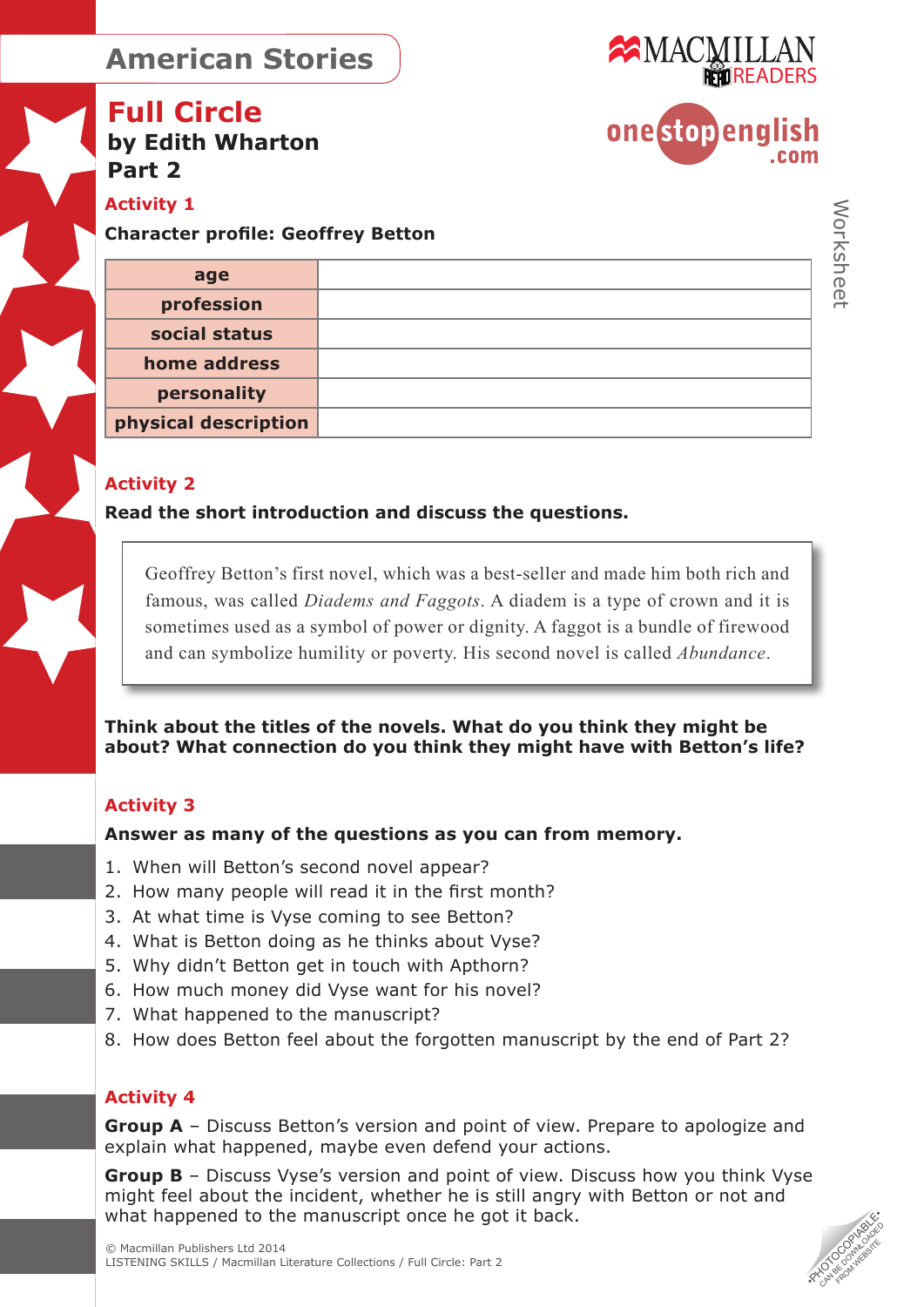# American Stories

## Full Circle

### by Edith Wharton

### Part 2

**Activity 1**

**Character profile: Geoffrey Betton**

| age | |
|---|---|
| profession | |
| social status | |
| home address | |
| personality | |
| physical description | |

**Activity 2**

**Read the short introduction and discuss the questions.**

Geoffrey Betton's first novel, which was a best-seller and made him both rich and famous, was called *Diadems and Faggots*. A diadem is a type of crown and it is sometimes used as a symbol of power or dignity. A faggot is a bundle of firewood and can symbolize humility or poverty. His second novel is called *Abundance*.

**Think about the titles of the novels. What do you think they might be about? What connection do you think they might have with Betton's life?**

**Activity 3**

**Answer as many of the questions as you can from memory.**

1. When will Betton's second novel appear?
2. How many people will read it in the first month?
3. At what time is Vyse coming to see Betton?
4. What is Betton doing as he thinks about Vyse?
5. Why didn't Betton get in touch with Apthorn?
6. How much money did Vyse want for his novel?
7. What happened to the manuscript?
8. How does Betton feel about the forgotten manuscript by the end of Part 2?

**Activity 4**

**Group A** – Discuss Betton's version and point of view. Prepare to apologize and explain what happened, maybe even defend your actions.

**Group B** – Discuss Vyse's version and point of view. Discuss how you think Vyse might feel about the incident, whether he is still angry with Betton or not and what happened to the manuscript once he got it back.

© Macmillan Publishers Ltd 2014
LISTENING SKILLS / Macmillan Literature Collections / Full Circle: Part 2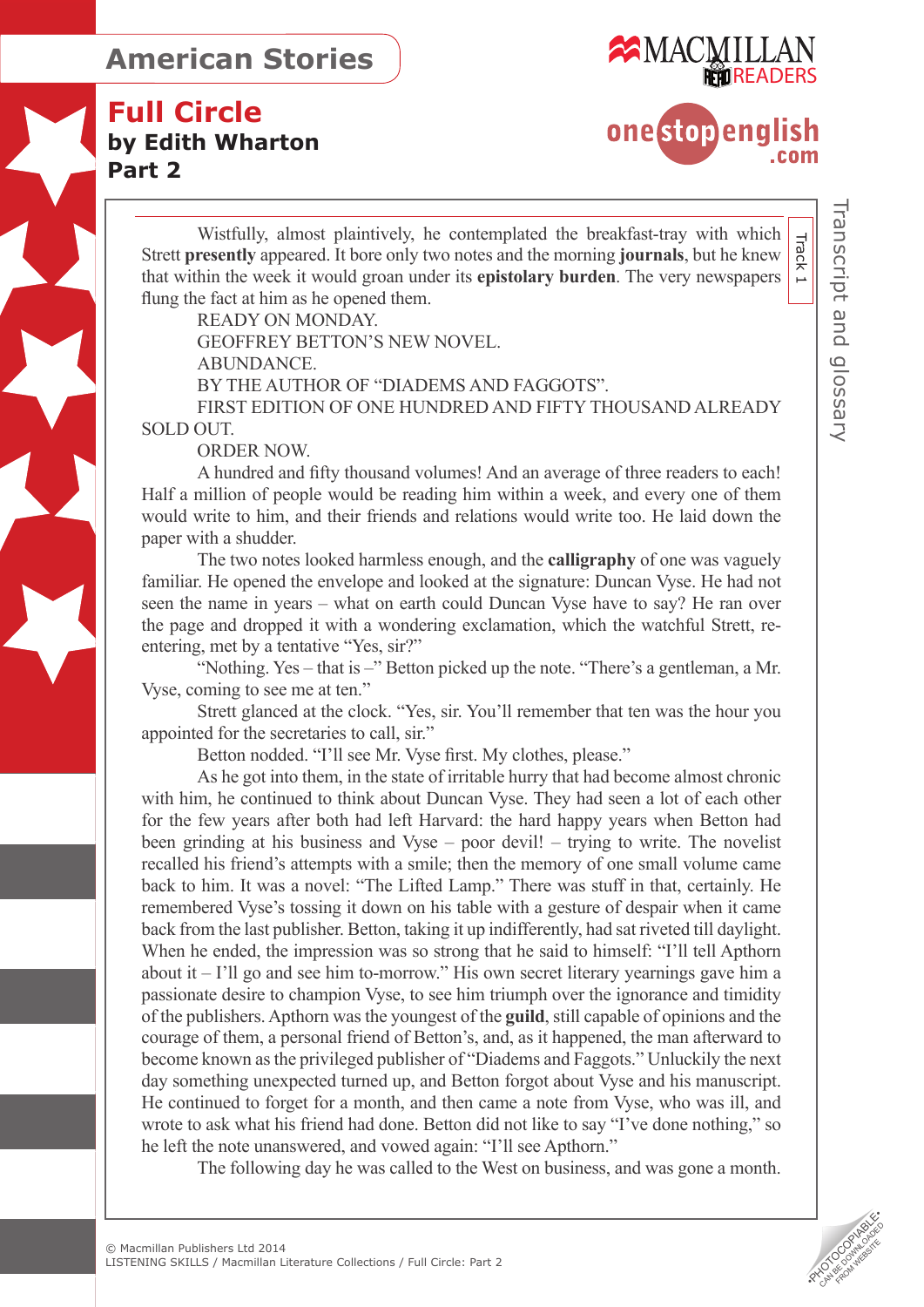# American Stories

## Full Circle

### by Edith Wharton

### Part 2

Transcript and glossary

Track 1

Wistfully, almost plaintively, he contemplated the breakfast-tray with which Strett **presently** appeared. It bore only two notes and the morning **journals**, but he knew that within the week it would groan under its **epistolary burden**. The very newspapers flung the fact at him as he opened them.

READY ON MONDAY.

GEOFFREY BETTON'S NEW NOVEL.

ABUNDANCE.

BY THE AUTHOR OF "DIADEMS AND FAGGOTS".

FIRST EDITION OF ONE HUNDRED AND FIFTY THOUSAND ALREADY SOLD OUT.

ORDER NOW.

A hundred and fifty thousand volumes! And an average of three readers to each! Half a million of people would be reading him within a week, and every one of them would write to him, and their friends and relations would write too. He laid down the paper with a shudder.

The two notes looked harmless enough, and the **calligraphy** of one was vaguely familiar. He opened the envelope and looked at the signature: Duncan Vyse. He had not seen the name in years – what on earth could Duncan Vyse have to say? He ran over the page and dropped it with a wondering exclamation, which the watchful Strett, re-entering, met by a tentative "Yes, sir?"

"Nothing. Yes – that is –" Betton picked up the note. "There's a gentleman, a Mr. Vyse, coming to see me at ten."

Strett glanced at the clock. "Yes, sir. You'll remember that ten was the hour you appointed for the secretaries to call, sir."

Betton nodded. "I'll see Mr. Vyse first. My clothes, please."

As he got into them, in the state of irritable hurry that had become almost chronic with him, he continued to think about Duncan Vyse. They had seen a lot of each other for the few years after both had left Harvard: the hard happy years when Betton had been grinding at his business and Vyse – poor devil! – trying to write. The novelist recalled his friend's attempts with a smile; then the memory of one small volume came back to him. It was a novel: "The Lifted Lamp." There was stuff in that, certainly. He remembered Vyse's tossing it down on his table with a gesture of despair when it came back from the last publisher. Betton, taking it up indifferently, had sat riveted till daylight. When he ended, the impression was so strong that he said to himself: "I'll tell Apthorn about it – I'll go and see him to-morrow." His own secret literary yearnings gave him a passionate desire to champion Vyse, to see him triumph over the ignorance and timidity of the publishers. Apthorn was the youngest of the **guild**, still capable of opinions and the courage of them, a personal friend of Betton's, and, as it happened, the man afterward to become known as the privileged publisher of "Diadems and Faggots." Unluckily the next day something unexpected turned up, and Betton forgot about Vyse and his manuscript. He continued to forget for a month, and then came a note from Vyse, who was ill, and wrote to ask what his friend had done. Betton did not like to say "I've done nothing," so he left the note unanswered, and vowed again: "I'll see Apthorn."

The following day he was called to the West on business, and was gone a month.

© Macmillan Publishers Ltd 2014
LISTENING SKILLS / Macmillan Literature Collections / Full Circle: Part 2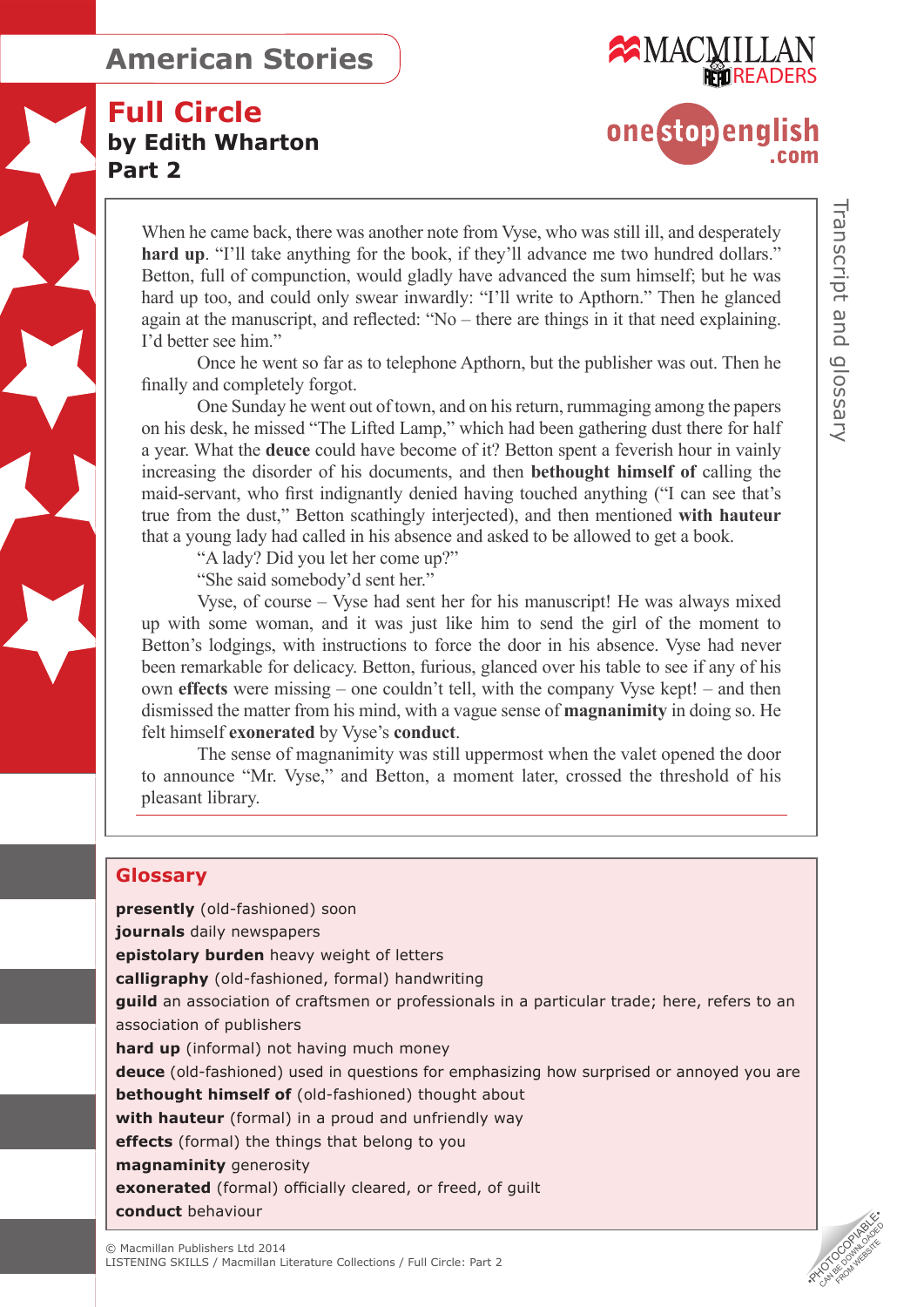# American Stories

## Full Circle

**by Edith Wharton**

**Part 2**

When he came back, there was another note from Vyse, who was still ill, and desperately **hard up**. "I'll take anything for the book, if they'll advance me two hundred dollars." Betton, full of compunction, would gladly have advanced the sum himself; but he was hard up too, and could only swear inwardly: "I'll write to Apthorn." Then he glanced again at the manuscript, and reflected: "No – there are things in it that need explaining. I'd better see him."

Once he went so far as to telephone Apthorn, but the publisher was out. Then he finally and completely forgot.

One Sunday he went out of town, and on his return, rummaging among the papers on his desk, he missed "The Lifted Lamp," which had been gathering dust there for half a year. What the **deuce** could have become of it? Betton spent a feverish hour in vainly increasing the disorder of his documents, and then **bethought himself of** calling the maid-servant, who first indignantly denied having touched anything ("I can see that's true from the dust," Betton scathingly interjected), and then mentioned **with hauteur** that a young lady had called in his absence and asked to be allowed to get a book.

"A lady? Did you let her come up?"

"She said somebody'd sent her."

Vyse, of course – Vyse had sent her for his manuscript! He was always mixed up with some woman, and it was just like him to send the girl of the moment to Betton's lodgings, with instructions to force the door in his absence. Vyse had never been remarkable for delicacy. Betton, furious, glanced over his table to see if any of his own **effects** were missing – one couldn't tell, with the company Vyse kept! – and then dismissed the matter from his mind, with a vague sense of **magnanimity** in doing so. He felt himself **exonerated** by Vyse's **conduct**.

The sense of magnanimity was still uppermost when the valet opened the door to announce "Mr. Vyse," and Betton, a moment later, crossed the threshold of his pleasant library.

## Glossary

**presently** (old-fashioned) soon
**journals** daily newspapers
**epistolary burden** heavy weight of letters
**calligraphy** (old-fashioned, formal) handwriting
**guild** an association of craftsmen or professionals in a particular trade; here, refers to an association of publishers
**hard up** (informal) not having much money
**deuce** (old-fashioned) used in questions for emphasizing how surprised or annoyed you are
**bethought himself of** (old-fashioned) thought about
**with hauteur** (formal) in a proud and unfriendly way
**effects** (formal) the things that belong to you
**magnanimity** generosity
**exonerated** (formal) officially cleared, or freed, of guilt
**conduct** behaviour